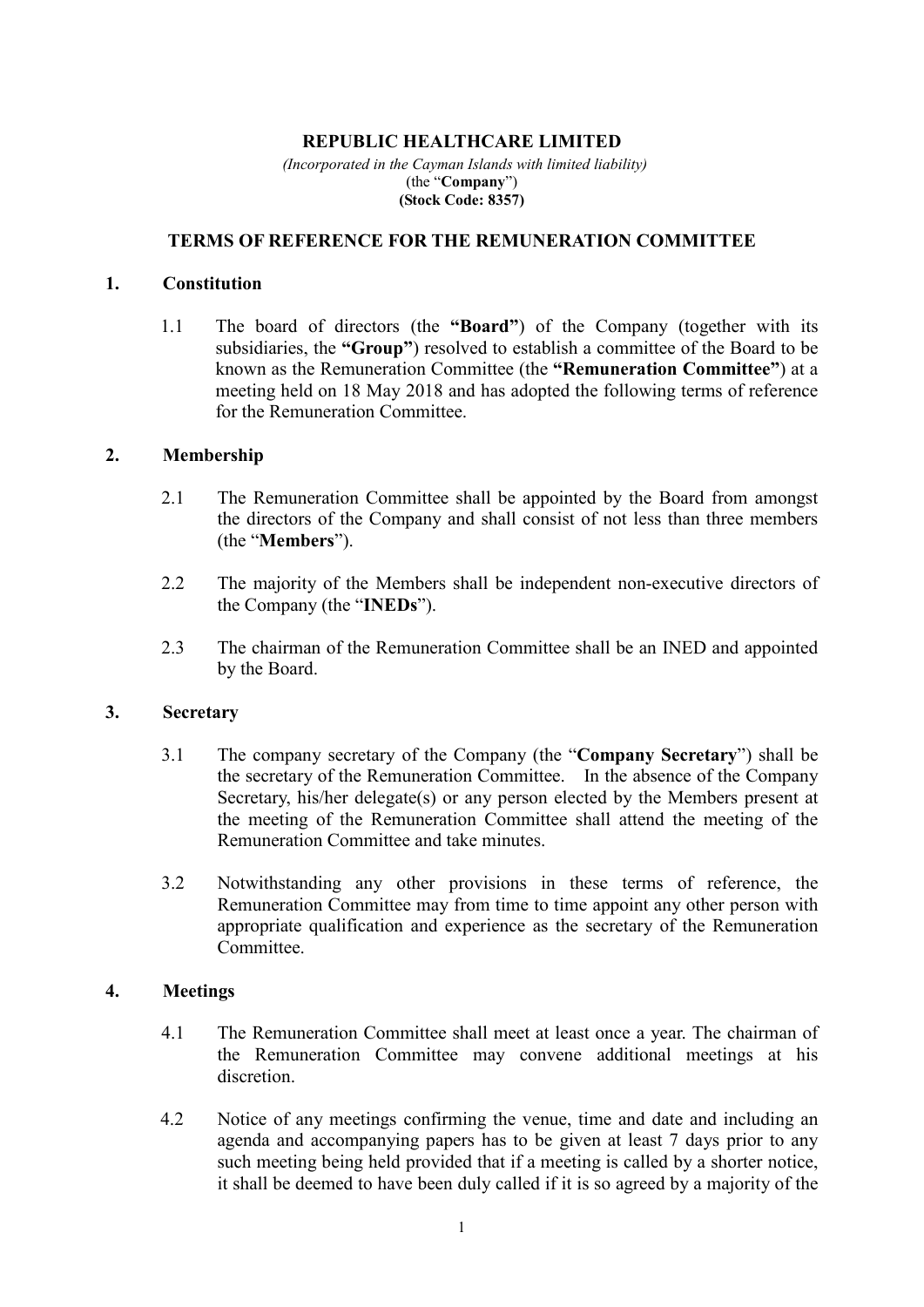**REPUBLIC HEALTHCARE LIMITED**

*(Incorporated in the Cayman Islands with limited liability)*
(the "**Company**")
**(Stock Code: 8357)**

## TERMS OF REFERENCE FOR THE REMUNERATION COMMITTEE

### 1. Constitution

1.1 The board of directors (the **"Board"**) of the Company (together with its subsidiaries, the **"Group"**) resolved to establish a committee of the Board to be known as the Remuneration Committee (the **"Remuneration Committee"**) at a meeting held on 18 May 2018 and has adopted the following terms of reference for the Remuneration Committee.

### 2. Membership

2.1 The Remuneration Committee shall be appointed by the Board from amongst the directors of the Company and shall consist of not less than three members (the "**Members**").

2.2 The majority of the Members shall be independent non-executive directors of the Company (the "**INEDs**").

2.3 The chairman of the Remuneration Committee shall be an INED and appointed by the Board.

### 3. Secretary

3.1 The company secretary of the Company (the "**Company Secretary**") shall be the secretary of the Remuneration Committee. In the absence of the Company Secretary, his/her delegate(s) or any person elected by the Members present at the meeting of the Remuneration Committee shall attend the meeting of the Remuneration Committee and take minutes.

3.2 Notwithstanding any other provisions in these terms of reference, the Remuneration Committee may from time to time appoint any other person with appropriate qualification and experience as the secretary of the Remuneration Committee.

### 4. Meetings

4.1 The Remuneration Committee shall meet at least once a year. The chairman of the Remuneration Committee may convene additional meetings at his discretion.

4.2 Notice of any meetings confirming the venue, time and date and including an agenda and accompanying papers has to be given at least 7 days prior to any such meeting being held provided that if a meeting is called by a shorter notice, it shall be deemed to have been duly called if it is so agreed by a majority of the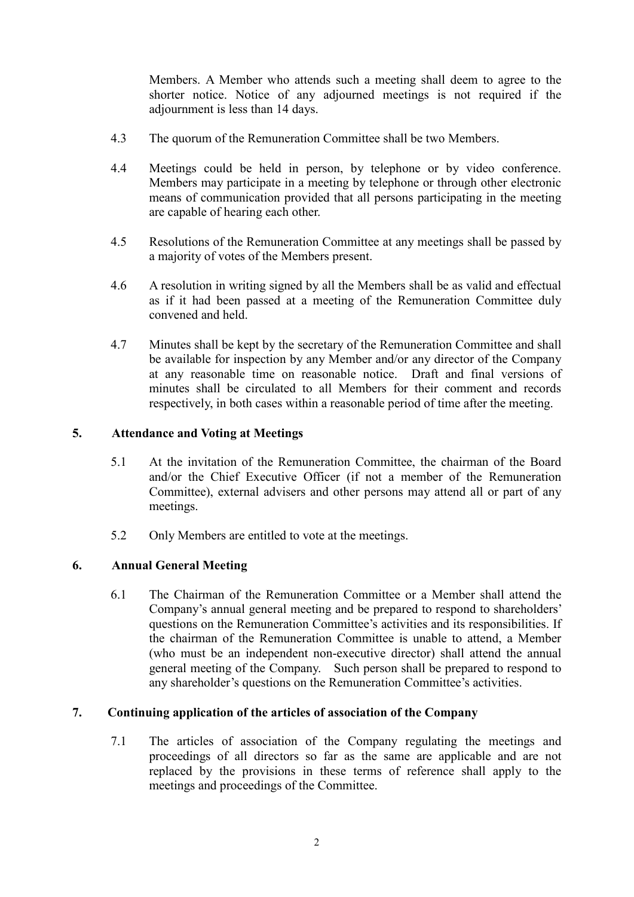Members. A Member who attends such a meeting shall deem to agree to the shorter notice. Notice of any adjourned meetings is not required if the adjournment is less than 14 days.

4.3 The quorum of the Remuneration Committee shall be two Members.

4.4 Meetings could be held in person, by telephone or by video conference. Members may participate in a meeting by telephone or through other electronic means of communication provided that all persons participating in the meeting are capable of hearing each other.

4.5 Resolutions of the Remuneration Committee at any meetings shall be passed by a majority of votes of the Members present.

4.6 A resolution in writing signed by all the Members shall be as valid and effectual as if it had been passed at a meeting of the Remuneration Committee duly convened and held.

4.7 Minutes shall be kept by the secretary of the Remuneration Committee and shall be available for inspection by any Member and/or any director of the Company at any reasonable time on reasonable notice. Draft and final versions of minutes shall be circulated to all Members for their comment and records respectively, in both cases within a reasonable period of time after the meeting.

## 5. Attendance and Voting at Meetings

5.1 At the invitation of the Remuneration Committee, the chairman of the Board and/or the Chief Executive Officer (if not a member of the Remuneration Committee), external advisers and other persons may attend all or part of any meetings.

5.2 Only Members are entitled to vote at the meetings.

## 6. Annual General Meeting

6.1 The Chairman of the Remuneration Committee or a Member shall attend the Company's annual general meeting and be prepared to respond to shareholders' questions on the Remuneration Committee's activities and its responsibilities. If the chairman of the Remuneration Committee is unable to attend, a Member (who must be an independent non-executive director) shall attend the annual general meeting of the Company. Such person shall be prepared to respond to any shareholder's questions on the Remuneration Committee's activities.

## 7. Continuing application of the articles of association of the Company

7.1 The articles of association of the Company regulating the meetings and proceedings of all directors so far as the same are applicable and are not replaced by the provisions in these terms of reference shall apply to the meetings and proceedings of the Committee.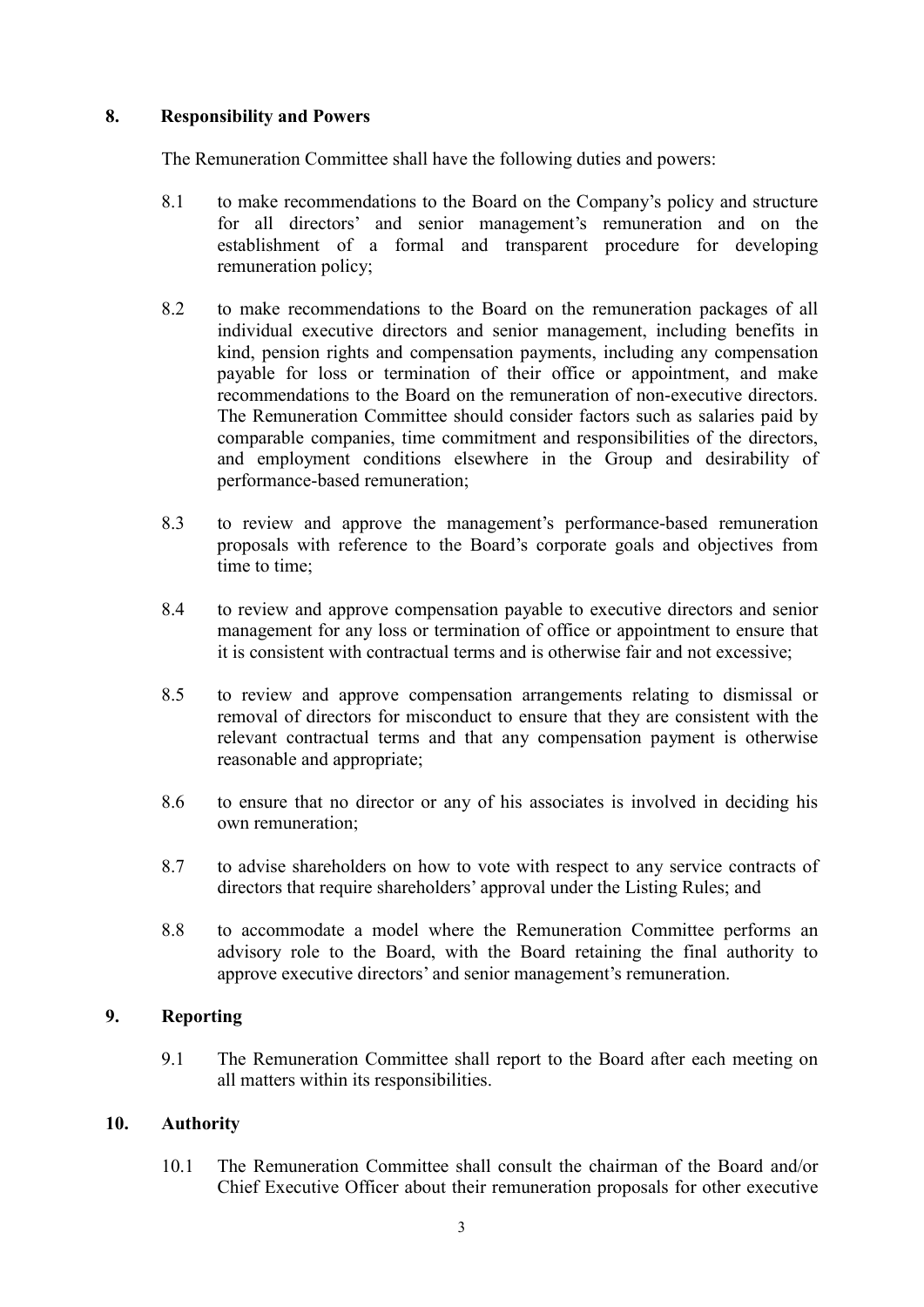## 8. Responsibility and Powers

The Remuneration Committee shall have the following duties and powers:

8.1 to make recommendations to the Board on the Company's policy and structure for all directors' and senior management's remuneration and on the establishment of a formal and transparent procedure for developing remuneration policy;

8.2 to make recommendations to the Board on the remuneration packages of all individual executive directors and senior management, including benefits in kind, pension rights and compensation payments, including any compensation payable for loss or termination of their office or appointment, and make recommendations to the Board on the remuneration of non-executive directors. The Remuneration Committee should consider factors such as salaries paid by comparable companies, time commitment and responsibilities of the directors, and employment conditions elsewhere in the Group and desirability of performance-based remuneration;

8.3 to review and approve the management's performance-based remuneration proposals with reference to the Board's corporate goals and objectives from time to time;

8.4 to review and approve compensation payable to executive directors and senior management for any loss or termination of office or appointment to ensure that it is consistent with contractual terms and is otherwise fair and not excessive;

8.5 to review and approve compensation arrangements relating to dismissal or removal of directors for misconduct to ensure that they are consistent with the relevant contractual terms and that any compensation payment is otherwise reasonable and appropriate;

8.6 to ensure that no director or any of his associates is involved in deciding his own remuneration;

8.7 to advise shareholders on how to vote with respect to any service contracts of directors that require shareholders' approval under the Listing Rules; and

8.8 to accommodate a model where the Remuneration Committee performs an advisory role to the Board, with the Board retaining the final authority to approve executive directors' and senior management's remuneration.

## 9. Reporting

9.1 The Remuneration Committee shall report to the Board after each meeting on all matters within its responsibilities.

## 10. Authority

10.1 The Remuneration Committee shall consult the chairman of the Board and/or Chief Executive Officer about their remuneration proposals for other executive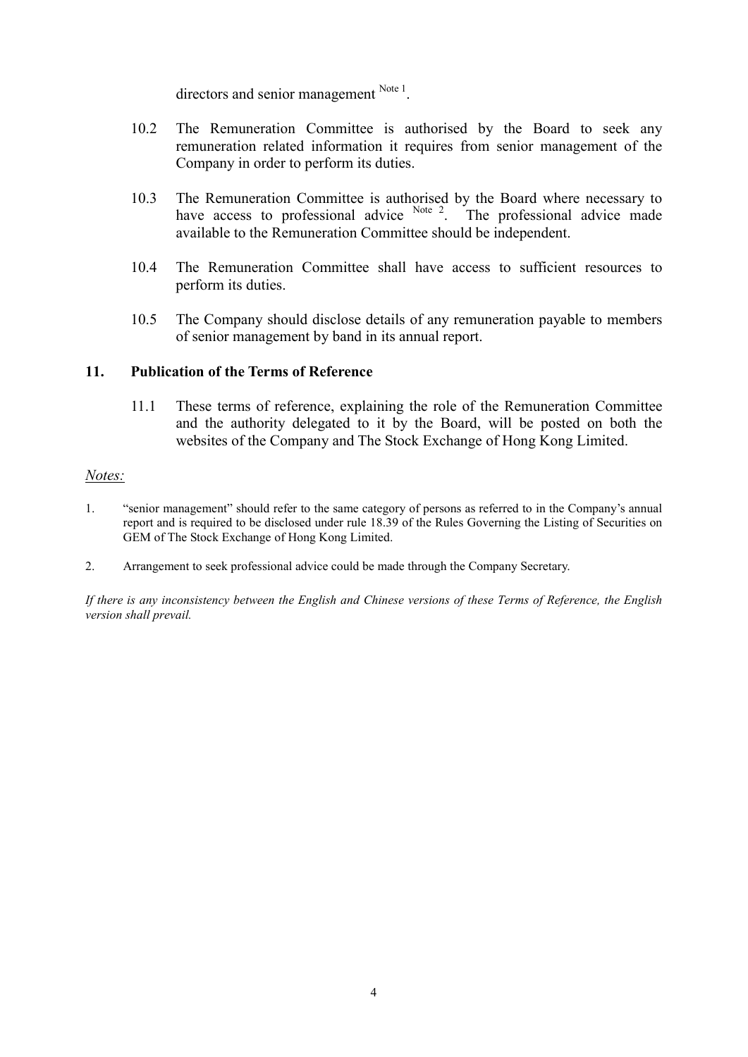directors and senior management [Note 1].

10.2 The Remuneration Committee is authorised by the Board to seek any remuneration related information it requires from senior management of the Company in order to perform its duties.

10.3 The Remuneration Committee is authorised by the Board where necessary to have access to professional advice [Note 2]. The professional advice made available to the Remuneration Committee should be independent.

10.4 The Remuneration Committee shall have access to sufficient resources to perform its duties.

10.5 The Company should disclose details of any remuneration payable to members of senior management by band in its annual report.

## 11. Publication of the Terms of Reference

11.1 These terms of reference, explaining the role of the Remuneration Committee and the authority delegated to it by the Board, will be posted on both the websites of the Company and The Stock Exchange of Hong Kong Limited.

*Notes:*

1. "senior management" should refer to the same category of persons as referred to in the Company's annual report and is required to be disclosed under rule 18.39 of the Rules Governing the Listing of Securities on GEM of The Stock Exchange of Hong Kong Limited.

2. Arrangement to seek professional advice could be made through the Company Secretary.

*If there is any inconsistency between the English and Chinese versions of these Terms of Reference, the English version shall prevail.*